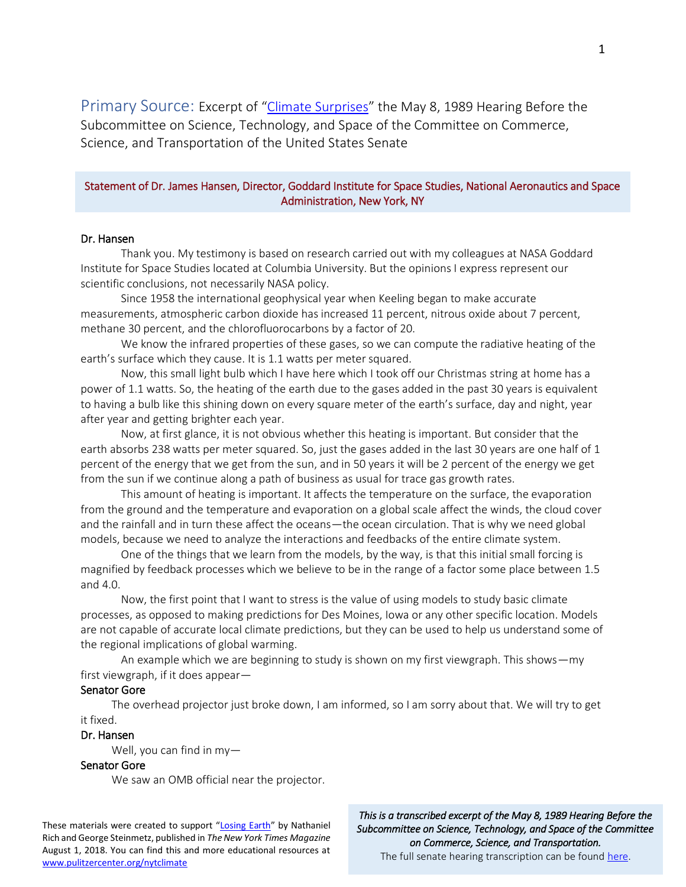# Primary Source: Excerpt of "Climate Surprises" the May 8, 1989 Hearing Before the Subcommittee on Science, Technology, and Space of the Committee on Commerce, Science, and Transportation of the United States Senate

## Statement of Dr. James Hansen, Director, Goddard Institute for Space Studies, National Aeronautics and Space Administration, New York, NY

**Dr. Hansen**

Thank you. My testimony is based on research carried out with my colleagues at NASA Goddard Institute for Space Studies located at Columbia University. But the opinions I express represent our scientific conclusions, not necessarily NASA policy.

Since 1958 the international geophysical year when Keeling began to make accurate measurements, atmospheric carbon dioxide has increased 11 percent, nitrous oxide about 7 percent, methane 30 percent, and the chlorofluorocarbons by a factor of 20.

We know the infrared properties of these gases, so we can compute the radiative heating of the earth's surface which they cause. It is 1.1 watts per meter squared.

Now, this small light bulb which I have here which I took off our Christmas string at home has a power of 1.1 watts. So, the heating of the earth due to the gases added in the past 30 years is equivalent to having a bulb like this shining down on every square meter of the earth's surface, day and night, year after year and getting brighter each year.

Now, at first glance, it is not obvious whether this heating is important. But consider that the earth absorbs 238 watts per meter squared. So, just the gases added in the last 30 years are one half of 1 percent of the energy that we get from the sun, and in 50 years it will be 2 percent of the energy we get from the sun if we continue along a path of business as usual for trace gas growth rates.

This amount of heating is important. It affects the temperature on the surface, the evaporation from the ground and the temperature and evaporation on a global scale affect the winds, the cloud cover and the rainfall and in turn these affect the oceans—the ocean circulation. That is why we need global models, because we need to analyze the interactions and feedbacks of the entire climate system.

One of the things that we learn from the models, by the way, is that this initial small forcing is magnified by feedback processes which we believe to be in the range of a factor some place between 1.5 and 4.0.

Now, the first point that I want to stress is the value of using models to study basic climate processes, as opposed to making predictions for Des Moines, Iowa or any other specific location. Models are not capable of accurate local climate predictions, but they can be used to help us understand some of the regional implications of global warming.

An example which we are beginning to study is shown on my first viewgraph. This shows—my first viewgraph, if it does appear—

**Senator Gore**

The overhead projector just broke down, I am informed, so I am sorry about that. We will try to get it fixed.

**Dr. Hansen**

Well, you can find in my—

**Senator Gore**

We saw an OMB official near the projector.

---

These materials were created to support "Losing Earth" by Nathaniel Rich and George Steinmetz, published in *The New York Times Magazine* August 1, 2018. You can find this and more educational resources at www.pulitzercenter.org/nytclimate

*This is a transcribed excerpt of the May 8, 1989 Hearing Before the Subcommittee on Science, Technology, and Space of the Committee on Commerce, Science, and Transportation.*
The full senate hearing transcription can be found here.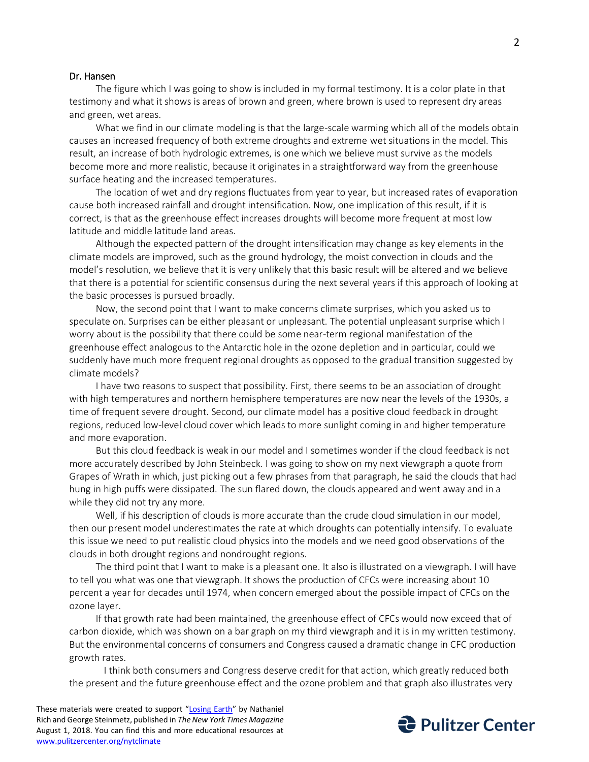Dr. Hansen

The figure which I was going to show is included in my formal testimony. It is a color plate in that testimony and what it shows is areas of brown and green, where brown is used to represent dry areas and green, wet areas.

What we find in our climate modeling is that the large-scale warming which all of the models obtain causes an increased frequency of both extreme droughts and extreme wet situations in the model. This result, an increase of both hydrologic extremes, is one which we believe must survive as the models become more and more realistic, because it originates in a straightforward way from the greenhouse surface heating and the increased temperatures.

The location of wet and dry regions fluctuates from year to year, but increased rates of evaporation cause both increased rainfall and drought intensification. Now, one implication of this result, if it is correct, is that as the greenhouse effect increases droughts will become more frequent at most low latitude and middle latitude land areas.

Although the expected pattern of the drought intensification may change as key elements in the climate models are improved, such as the ground hydrology, the moist convection in clouds and the model's resolution, we believe that it is very unlikely that this basic result will be altered and we believe that there is a potential for scientific consensus during the next several years if this approach of looking at the basic processes is pursued broadly.

Now, the second point that I want to make concerns climate surprises, which you asked us to speculate on. Surprises can be either pleasant or unpleasant. The potential unpleasant surprise which I worry about is the possibility that there could be some near-term regional manifestation of the greenhouse effect analogous to the Antarctic hole in the ozone depletion and in particular, could we suddenly have much more frequent regional droughts as opposed to the gradual transition suggested by climate models?

I have two reasons to suspect that possibility. First, there seems to be an association of drought with high temperatures and northern hemisphere temperatures are now near the levels of the 1930s, a time of frequent severe drought. Second, our climate model has a positive cloud feedback in drought regions, reduced low-level cloud cover which leads to more sunlight coming in and higher temperature and more evaporation.

But this cloud feedback is weak in our model and I sometimes wonder if the cloud feedback is not more accurately described by John Steinbeck. I was going to show on my next viewgraph a quote from Grapes of Wrath in which, just picking out a few phrases from that paragraph, he said the clouds that had hung in high puffs were dissipated. The sun flared down, the clouds appeared and went away and in a while they did not try any more.

Well, if his description of clouds is more accurate than the crude cloud simulation in our model, then our present model underestimates the rate at which droughts can potentially intensify. To evaluate this issue we need to put realistic cloud physics into the models and we need good observations of the clouds in both drought regions and nondrought regions.

The third point that I want to make is a pleasant one. It also is illustrated on a viewgraph. I will have to tell you what was one that viewgraph. It shows the production of CFCs were increasing about 10 percent a year for decades until 1974, when concern emerged about the possible impact of CFCs on the ozone layer.

If that growth rate had been maintained, the greenhouse effect of CFCs would now exceed that of carbon dioxide, which was shown on a bar graph on my third viewgraph and it is in my written testimony. But the environmental concerns of consumers and Congress caused a dramatic change in CFC production growth rates.

I think both consumers and Congress deserve credit for that action, which greatly reduced both the present and the future greenhouse effect and the ozone problem and that graph also illustrates very

These materials were created to support "Losing Earth" by Nathaniel Rich and George Steinmetz, published in *The New York Times Magazine* August 1, 2018. You can find this and more educational resources at www.pulitzercenter.org/nytclimate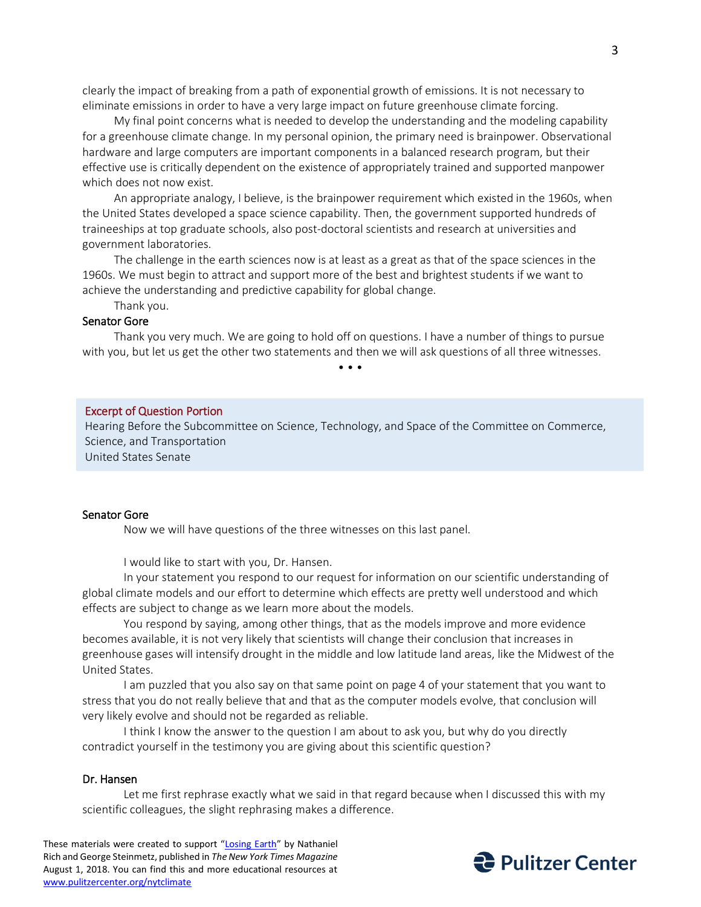clearly the impact of breaking from a path of exponential growth of emissions. It is not necessary to eliminate emissions in order to have a very large impact on future greenhouse climate forcing.

My final point concerns what is needed to develop the understanding and the modeling capability for a greenhouse climate change. In my personal opinion, the primary need is brainpower. Observational hardware and large computers are important components in a balanced research program, but their effective use is critically dependent on the existence of appropriately trained and supported manpower which does not now exist.

An appropriate analogy, I believe, is the brainpower requirement which existed in the 1960s, when the United States developed a space science capability. Then, the government supported hundreds of traineeships at top graduate schools, also post-doctoral scientists and research at universities and government laboratories.

The challenge in the earth sciences now is at least as a great as that of the space sciences in the 1960s. We must begin to attract and support more of the best and brightest students if we want to achieve the understanding and predictive capability for global change.

Thank you.

**Senator Gore**

Thank you very much. We are going to hold off on questions. I have a number of things to pursue with you, but let us get the other two statements and then we will ask questions of all three witnesses.

• • •

**Excerpt of Question Portion**

Hearing Before the Subcommittee on Science, Technology, and Space of the Committee on Commerce, Science, and Transportation

United States Senate

**Senator Gore**

Now we will have questions of the three witnesses on this last panel.

I would like to start with you, Dr. Hansen.

In your statement you respond to our request for information on our scientific understanding of global climate models and our effort to determine which effects are pretty well understood and which effects are subject to change as we learn more about the models.

You respond by saying, among other things, that as the models improve and more evidence becomes available, it is not very likely that scientists will change their conclusion that increases in greenhouse gases will intensify drought in the middle and low latitude land areas, like the Midwest of the United States.

I am puzzled that you also say on that same point on page 4 of your statement that you want to stress that you do not really believe that and that as the computer models evolve, that conclusion will very likely evolve and should not be regarded as reliable.

I think I know the answer to the question I am about to ask you, but why do you directly contradict yourself in the testimony you are giving about this scientific question?

**Dr. Hansen**

Let me first rephrase exactly what we said in that regard because when I discussed this with my scientific colleagues, the slight rephrasing makes a difference.

These materials were created to support "Losing Earth" by Nathaniel Rich and George Steinmetz, published in *The New York Times Magazine* August 1, 2018. You can find this and more educational resources at www.pulitzercenter.org/nytclimate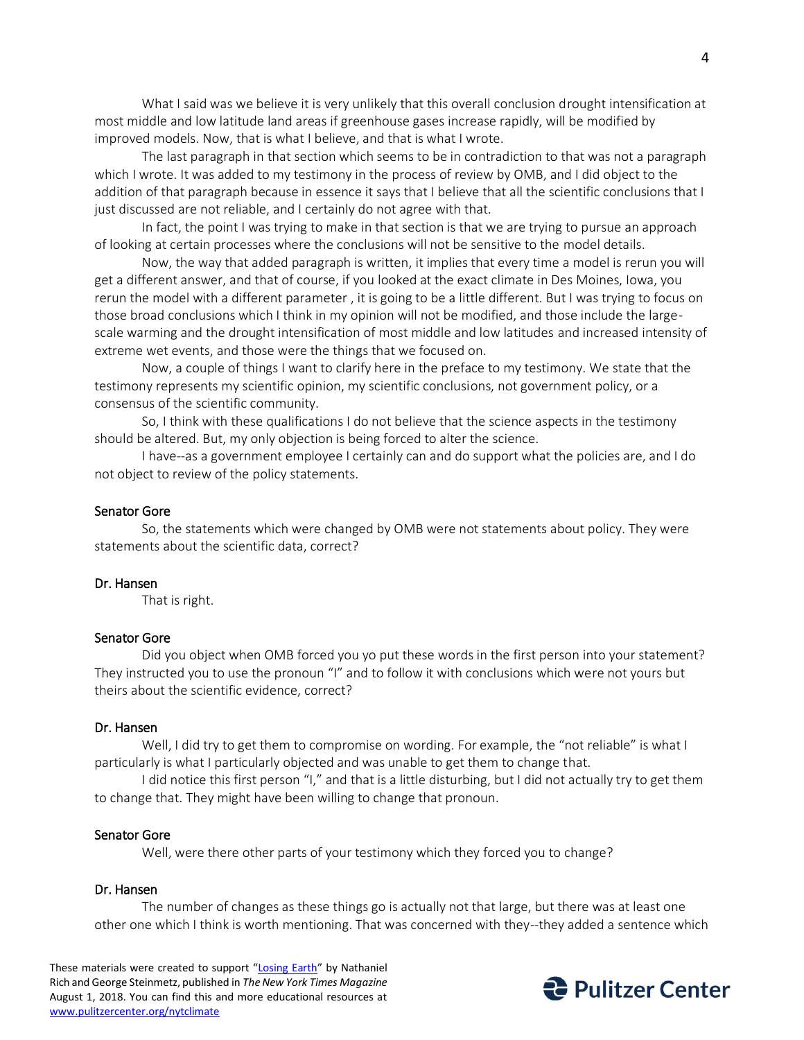What I said was we believe it is very unlikely that this overall conclusion drought intensification at most middle and low latitude land areas if greenhouse gases increase rapidly, will be modified by improved models. Now, that is what I believe, and that is what I wrote.

The last paragraph in that section which seems to be in contradiction to that was not a paragraph which I wrote. It was added to my testimony in the process of review by OMB, and I did object to the addition of that paragraph because in essence it says that I believe that all the scientific conclusions that I just discussed are not reliable, and I certainly do not agree with that.

In fact, the point I was trying to make in that section is that we are trying to pursue an approach of looking at certain processes where the conclusions will not be sensitive to the model details.

Now, the way that added paragraph is written, it implies that every time a model is rerun you will get a different answer, and that of course, if you looked at the exact climate in Des Moines, Iowa, you rerun the model with a different parameter , it is going to be a little different. But I was trying to focus on those broad conclusions which I think in my opinion will not be modified, and those include the large-scale warming and the drought intensification of most middle and low latitudes and increased intensity of extreme wet events, and those were the things that we focused on.

Now, a couple of things I want to clarify here in the preface to my testimony. We state that the testimony represents my scientific opinion, my scientific conclusions, not government policy, or a consensus of the scientific community.

So, I think with these qualifications I do not believe that the science aspects in the testimony should be altered. But, my only objection is being forced to alter the science.

I have--as a government employee I certainly can and do support what the policies are, and I do not object to review of the policy statements.

Senator Gore

So, the statements which were changed by OMB were not statements about policy. They were statements about the scientific data, correct?

Dr. Hansen

That is right.

Senator Gore

Did you object when OMB forced you yo put these words in the first person into your statement? They instructed you to use the pronoun "I" and to follow it with conclusions which were not yours but theirs about the scientific evidence, correct?

Dr. Hansen

Well, I did try to get them to compromise on wording. For example, the "not reliable" is what I particularly is what I particularly objected and was unable to get them to change that.

I did notice this first person "I," and that is a little disturbing, but I did not actually try to get them to change that. They might have been willing to change that pronoun.

Senator Gore

Well, were there other parts of your testimony which they forced you to change?

Dr. Hansen

The number of changes as these things go is actually not that large, but there was at least one other one which I think is worth mentioning. That was concerned with they--they added a sentence which

These materials were created to support "[Losing Earth](https://www.nytimes.com/interactive/2018/08/01/magazine/climate-change-losing-earth.html)" by Nathaniel Rich and George Steinmetz, published in *The New York Times Magazine* August 1, 2018. You can find this and more educational resources at [www.pulitzercenter.org/nytclimate](http://www.pulitzercenter.org/nytclimate)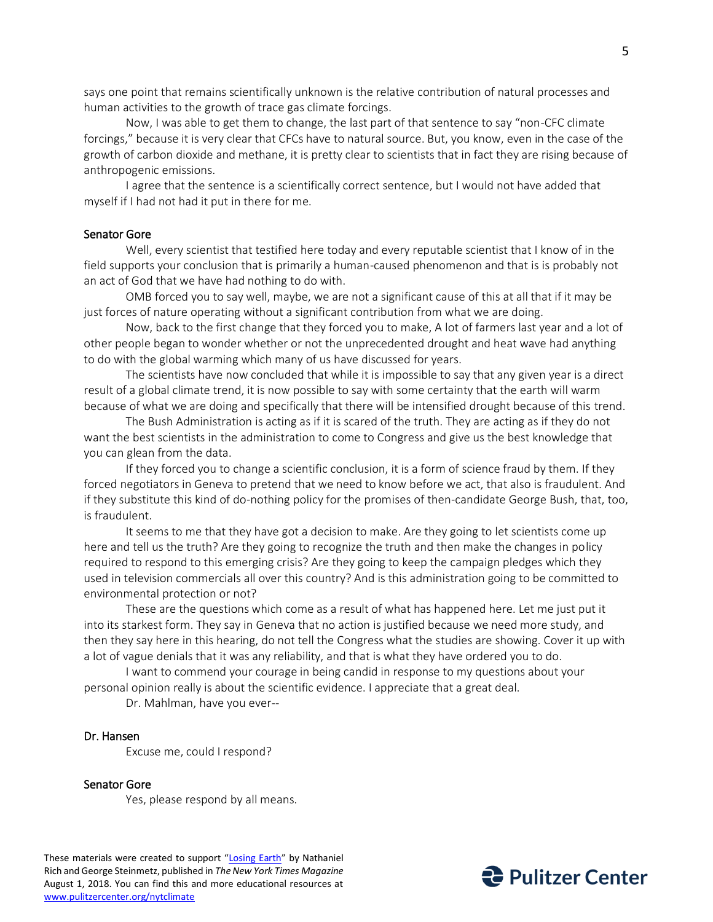says one point that remains scientifically unknown is the relative contribution of natural processes and human activities to the growth of trace gas climate forcings.

Now, I was able to get them to change, the last part of that sentence to say "non-CFC climate forcings," because it is very clear that CFCs have to natural source. But, you know, even in the case of the growth of carbon dioxide and methane, it is pretty clear to scientists that in fact they are rising because of anthropogenic emissions.

I agree that the sentence is a scientifically correct sentence, but I would not have added that myself if I had not had it put in there for me.

**Senator Gore**

Well, every scientist that testified here today and every reputable scientist that I know of in the field supports your conclusion that is primarily a human-caused phenomenon and that is is probably not an act of God that we have had nothing to do with.

OMB forced you to say well, maybe, we are not a significant cause of this at all that if it may be just forces of nature operating without a significant contribution from what we are doing.

Now, back to the first change that they forced you to make, A lot of farmers last year and a lot of other people began to wonder whether or not the unprecedented drought and heat wave had anything to do with the global warming which many of us have discussed for years.

The scientists have now concluded that while it is impossible to say that any given year is a direct result of a global climate trend, it is now possible to say with some certainty that the earth will warm because of what we are doing and specifically that there will be intensified drought because of this trend.

The Bush Administration is acting as if it is scared of the truth. They are acting as if they do not want the best scientists in the administration to come to Congress and give us the best knowledge that you can glean from the data.

If they forced you to change a scientific conclusion, it is a form of science fraud by them. If they forced negotiators in Geneva to pretend that we need to know before we act, that also is fraudulent. And if they substitute this kind of do-nothing policy for the promises of then-candidate George Bush, that, too, is fraudulent.

It seems to me that they have got a decision to make. Are they going to let scientists come up here and tell us the truth? Are they going to recognize the truth and then make the changes in policy required to respond to this emerging crisis? Are they going to keep the campaign pledges which they used in television commercials all over this country? And is this administration going to be committed to environmental protection or not?

These are the questions which come as a result of what has happened here. Let me just put it into its starkest form. They say in Geneva that no action is justified because we need more study, and then they say here in this hearing, do not tell the Congress what the studies are showing. Cover it up with a lot of vague denials that it was any reliability, and that is what they have ordered you to do.

I want to commend your courage in being candid in response to my questions about your personal opinion really is about the scientific evidence. I appreciate that a great deal.

Dr. Mahlman, have you ever--

**Dr. Hansen**

Excuse me, could I respond?

**Senator Gore**

Yes, please respond by all means.

These materials were created to support "[Losing Earth](#)" by Nathaniel Rich and George Steinmetz, published in *The New York Times Magazine* August 1, 2018. You can find this and more educational resources at [www.pulitzercenter.org/nytclimate](http://www.pulitzercenter.org/nytclimate)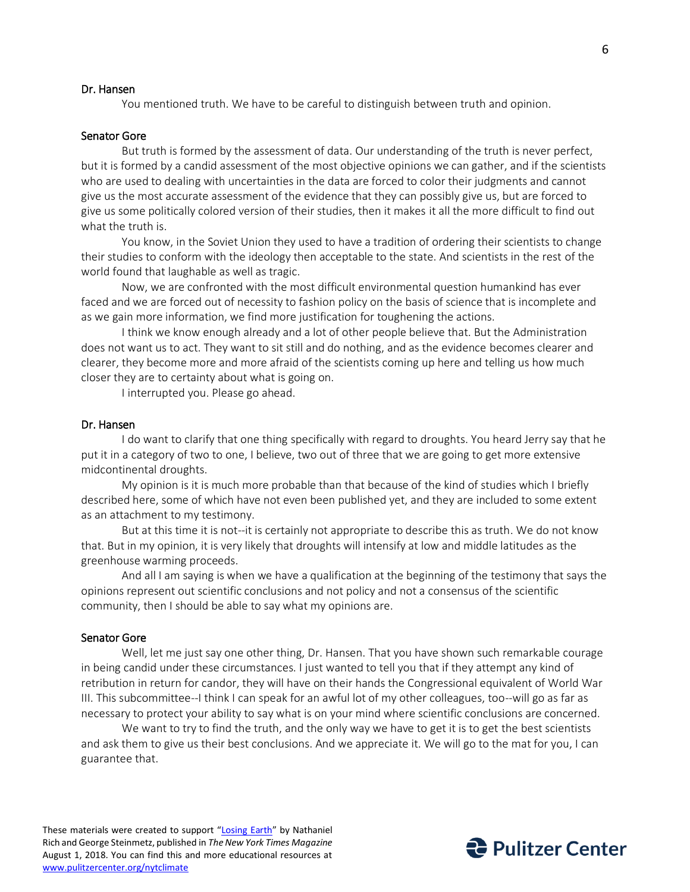Dr. Hansen

You mentioned truth. We have to be careful to distinguish between truth and opinion.

Senator Gore

But truth is formed by the assessment of data. Our understanding of the truth is never perfect, but it is formed by a candid assessment of the most objective opinions we can gather, and if the scientists who are used to dealing with uncertainties in the data are forced to color their judgments and cannot give us the most accurate assessment of the evidence that they can possibly give us, but are forced to give us some politically colored version of their studies, then it makes it all the more difficult to find out what the truth is.

You know, in the Soviet Union they used to have a tradition of ordering their scientists to change their studies to conform with the ideology then acceptable to the state. And scientists in the rest of the world found that laughable as well as tragic.

Now, we are confronted with the most difficult environmental question humankind has ever faced and we are forced out of necessity to fashion policy on the basis of science that is incomplete and as we gain more information, we find more justification for toughening the actions.

I think we know enough already and a lot of other people believe that. But the Administration does not want us to act. They want to sit still and do nothing, and as the evidence becomes clearer and clearer, they become more and more afraid of the scientists coming up here and telling us how much closer they are to certainty about what is going on.

I interrupted you. Please go ahead.

Dr. Hansen

I do want to clarify that one thing specifically with regard to droughts. You heard Jerry say that he put it in a category of two to one, I believe, two out of three that we are going to get more extensive midcontinental droughts.

My opinion is it is much more probable than that because of the kind of studies which I briefly described here, some of which have not even been published yet, and they are included to some extent as an attachment to my testimony.

But at this time it is not--it is certainly not appropriate to describe this as truth. We do not know that. But in my opinion, it is very likely that droughts will intensify at low and middle latitudes as the greenhouse warming proceeds.

And all I am saying is when we have a qualification at the beginning of the testimony that says the opinions represent out scientific conclusions and not policy and not a consensus of the scientific community, then I should be able to say what my opinions are.

Senator Gore

Well, let me just say one other thing, Dr. Hansen. That you have shown such remarkable courage in being candid under these circumstances. I just wanted to tell you that if they attempt any kind of retribution in return for candor, they will have on their hands the Congressional equivalent of World War III. This subcommittee--I think I can speak for an awful lot of my other colleagues, too--will go as far as necessary to protect your ability to say what is on your mind where scientific conclusions are concerned.

We want to try to find the truth, and the only way we have to get it is to get the best scientists and ask them to give us their best conclusions. And we appreciate it. We will go to the mat for you, I can guarantee that.

These materials were created to support "[Losing Earth](https://www.pulitzercenter.org/nytclimate)" by Nathaniel Rich and George Steinmetz, published in *The New York Times Magazine* August 1, 2018. You can find this and more educational resources at [www.pulitzercenter.org/nytclimate](https://www.pulitzercenter.org/nytclimate)

Pulitzer Center